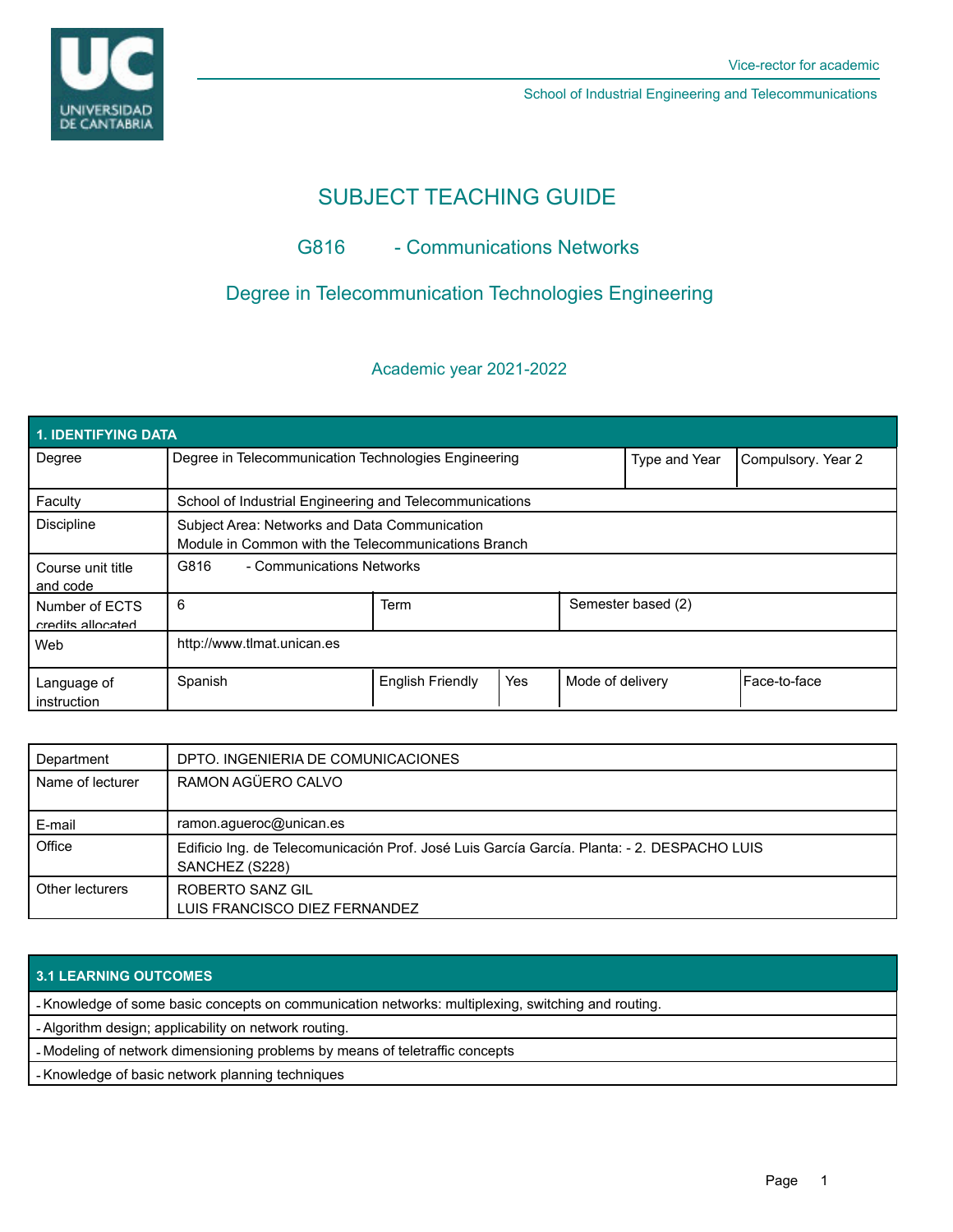Vice-rector for academic

School of Industrial Engineering and Telecommunications

# SUBJECT TEACHING GUIDE

## G816 - Communications Networks

## Degree in Telecommunication Technologies Engineering

### Academic year 2021-2022

| 1. IDENTIFYING DATA | | | | | |
|---|---|---|---|---|---|
| Degree | Degree in Telecommunication Technologies Engineering | | | Type and Year | Compulsory. Year 2 |
| Faculty | School of Industrial Engineering and Telecommunications | | | | |
| Discipline | Subject Area: Networks and Data Communication<br>Module in Common with the Telecommunications Branch | | | | |
| Course unit title and code | G816 - Communications Networks | | | | |
| Number of ECTS credits allocated | 6 | Term | | Semester based (2) | |
| Web | http://www.tlmat.unican.es | | | | |
| Language of instruction | Spanish | English Friendly | Yes | Mode of delivery | Face-to-face |

| | |
|---|---|
| Department | DPTO. INGENIERIA DE COMUNICACIONES |
| Name of lecturer | RAMON AGÜERO CALVO |
| E-mail | ramon.agueroc@unican.es |
| Office | Edificio Ing. de Telecomunicación Prof. José Luis García García. Planta: - 2. DESPACHO LUIS SANCHEZ (S228) |
| Other lecturers | ROBERTO SANZ GIL<br>LUIS FRANCISCO DIEZ FERNANDEZ |

| 3.1 LEARNING OUTCOMES |
|---|
| - Knowledge of some basic concepts on communication networks: multiplexing, switching and routing. |
| - Algorithm design; applicability on network routing. |
| - Modeling of network dimensioning problems by means of teletraffic concepts |
| - Knowledge of basic network planning techniques |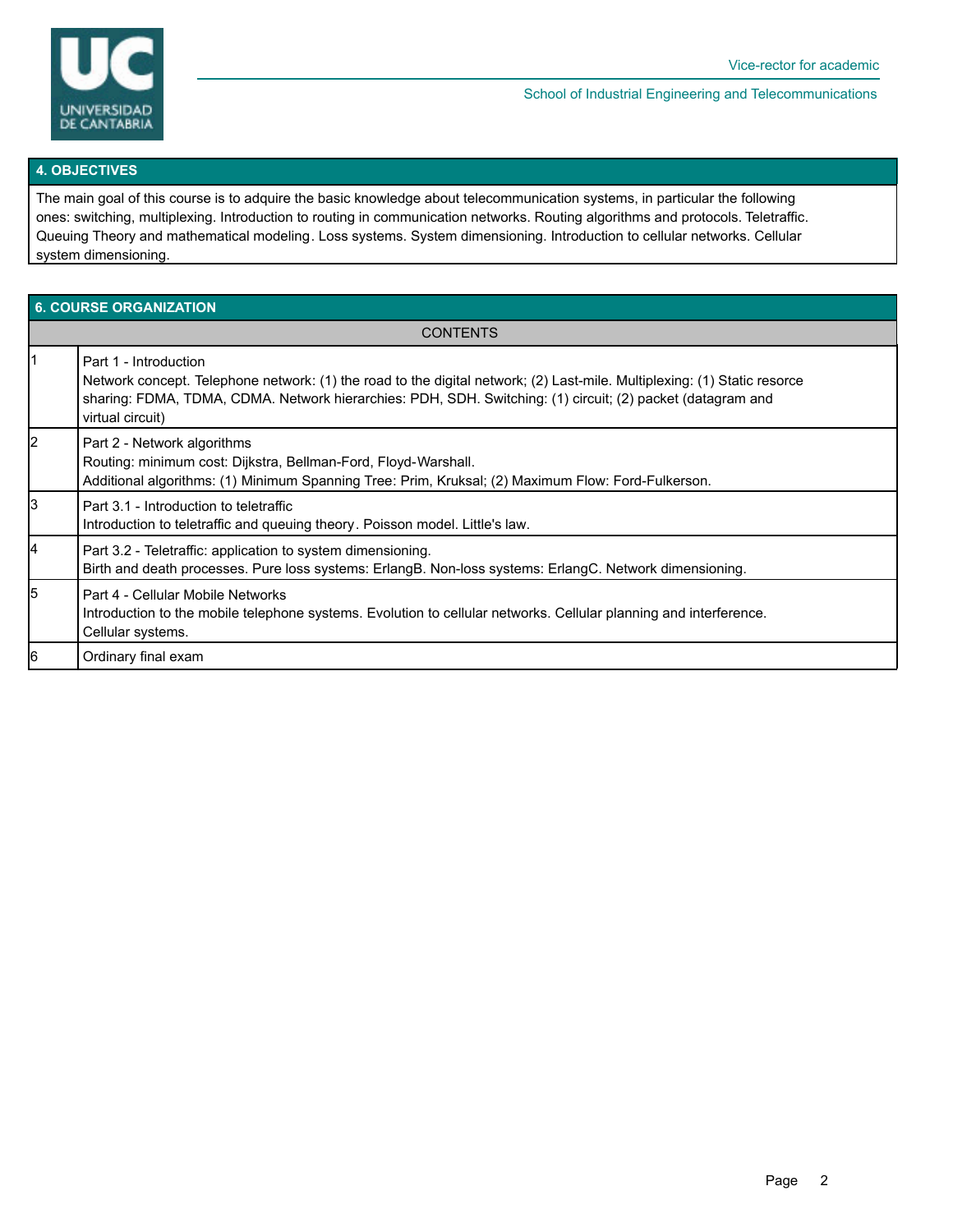## 4. OBJECTIVES

The main goal of this course is to adquire the basic knowledge about telecommunication systems, in particular the following ones: switching, multiplexing. Introduction to routing in communication networks. Routing algorithms and protocols. Teletraffic. Queuing Theory and mathematical modeling. Loss systems. System dimensioning. Introduction to cellular networks. Cellular system dimensioning.

## 6. COURSE ORGANIZATION

| | CONTENTS |
|---|---|
| 1 | Part 1 - Introduction<br>Network concept. Telephone network: (1) the road to the digital network; (2) Last-mile. Multiplexing: (1) Static resorce sharing: FDMA, TDMA, CDMA. Network hierarchies: PDH, SDH. Switching: (1) circuit; (2) packet (datagram and virtual circuit) |
| 2 | Part 2 - Network algorithms<br>Routing: minimum cost: Dijkstra, Bellman-Ford, Floyd-Warshall.<br>Additional algorithms: (1) Minimum Spanning Tree: Prim, Kruksal; (2) Maximum Flow: Ford-Fulkerson. |
| 3 | Part 3.1 - Introduction to teletraffic<br>Introduction to teletraffic and queuing theory. Poisson model. Little's law. |
| 4 | Part 3.2 - Teletraffic: application to system dimensioning.<br>Birth and death processes. Pure loss systems: ErlangB. Non-loss systems: ErlangC. Network dimensioning. |
| 5 | Part 4 - Cellular Mobile Networks<br>Introduction to the mobile telephone systems. Evolution to cellular networks. Cellular planning and interference.<br>Cellular systems. |
| 6 | Ordinary final exam |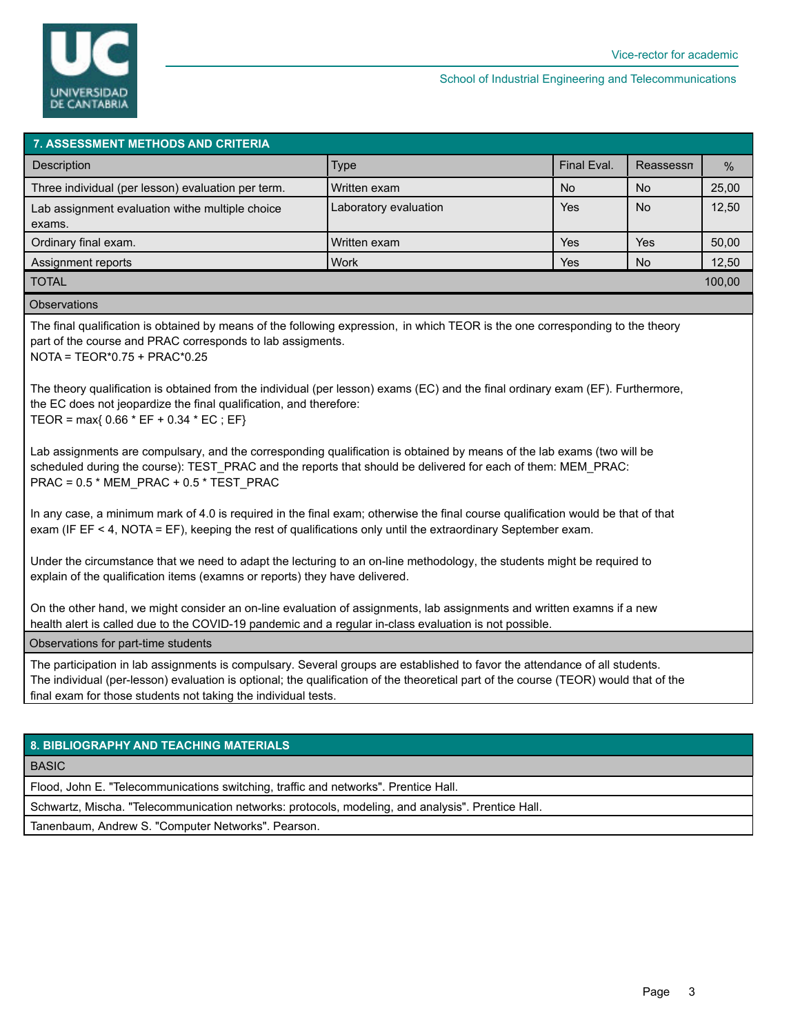## 7. ASSESSMENT METHODS AND CRITERIA

| Description | Type | Final Eval. | Reassessn | % |
|---|---|---|---|---|
| Three individual (per lesson) evaluation per term. | Written exam | No | No | 25,00 |
| Lab assignment evaluation withe multiple choice exams. | Laboratory evaluation | Yes | No | 12,50 |
| Ordinary final exam. | Written exam | Yes | Yes | 50,00 |
| Assignment reports | Work | Yes | No | 12,50 |
| TOTAL | | | | 100,00 |

**Observations**

The final qualification is obtained by means of the following expression, in which TEOR is the one corresponding to the theory part of the course and PRAC corresponds to lab assigments.
NOTA = TEOR*0.75 + PRAC*0.25

The theory qualification is obtained from the individual (per lesson) exams (EC) and the final ordinary exam (EF). Furthermore, the EC does not jeopardize the final qualification, and therefore:
TEOR = max{ 0.66 * EF + 0.34 * EC ; EF}

Lab assignments are compulsary, and the corresponding qualification is obtained by means of the lab exams (two will be scheduled during the course): TEST_PRAC and the reports that should be delivered for each of them: MEM_PRAC:
PRAC = 0.5 * MEM_PRAC + 0.5 * TEST_PRAC

In any case, a minimum mark of 4.0 is required in the final exam; otherwise the final course qualification would be that of that exam (IF EF < 4, NOTA = EF), keeping the rest of qualifications only until the extraordinary September exam.

Under the circumstance that we need to adapt the lecturing to an on-line methodology, the students might be required to explain of the qualification items (examns or reports) they have delivered.

On the other hand, we might consider an on-line evaluation of assignments, lab assignments and written examns if a new health alert is called due to the COVID-19 pandemic and a regular in-class evaluation is not possible.

**Observations for part-time students**

The participation in lab assignments is compulsary. Several groups are established to favor the attendance of all students.
The individual (per-lesson) evaluation is optional; the qualification of the theoretical part of the course (TEOR) would that of the final exam for those students not taking the individual tests.

## 8. BIBLIOGRAPHY AND TEACHING MATERIALS

**BASIC**

Flood, John E. "Telecommunications switching, traffic and networks". Prentice Hall.

Schwartz, Mischa. "Telecommunication networks: protocols, modeling, and analysis". Prentice Hall.

Tanenbaum, Andrew S. "Computer Networks". Pearson.